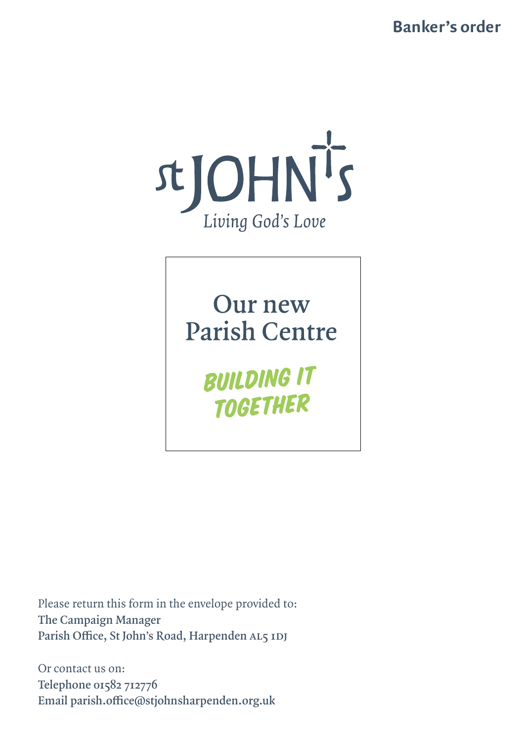**Banker's order**

St JOHN's

*Living God's Love*

# Our new Parish Centre

## BUILDING IT TOGETHER

Please return this form in the envelope provided to:
**The Campaign Manager**
**Parish Office, St John's Road, Harpenden AL5 1DJ**

Or contact us on:
**Telephone 01582 712776**
**Email parish.office@stjohnsharpenden.org.uk**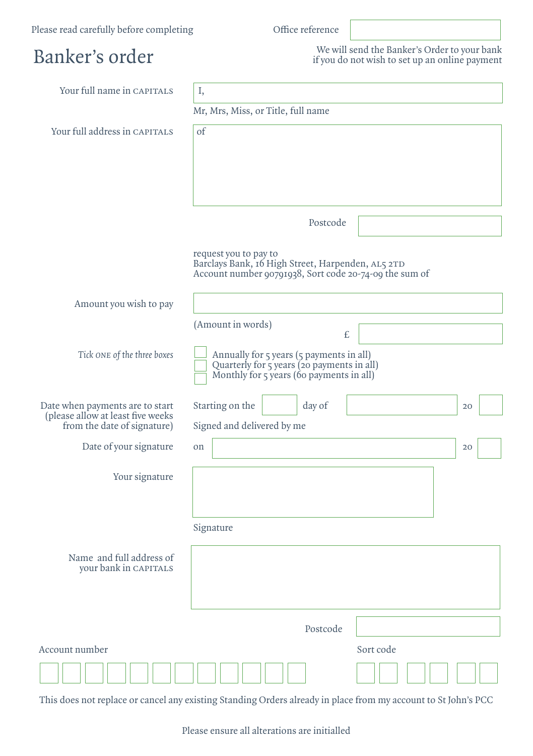Please read carefully before completing

Office reference

# Banker's order

We will send the Banker's Order to your bank if you do not wish to set up an online payment

Your full name in CAPITALS

I,

Mr, Mrs, Miss, or Title, full name

Your full address in CAPITALS

of

Postcode

request you to pay to
Barclays Bank, 16 High Street, Harpenden, AL5 2TD
Account number 90791938, Sort code 20-74-09 the sum of

Amount you wish to pay

(Amount in words)

£

*Tick ONE of the three boxes*

- ☐ Annually for 5 years (5 payments in all)
- ☐ Quarterly for 5 years (20 payments in all)
- ☐ Monthly for 5 years (60 payments in all)

Date when payments are to start (please allow at least five weeks from the date of signature)

Starting on the ______ day of ______ 20 ______

Signed and delivered by me

Date of your signature

on ______ 20 ______

Your signature

Signature

Name and full address of your bank in CAPITALS

Postcode

Account number

Sort code

This does not replace or cancel any existing Standing Orders already in place from my account to St John's PCC

Please ensure all alterations are initialled